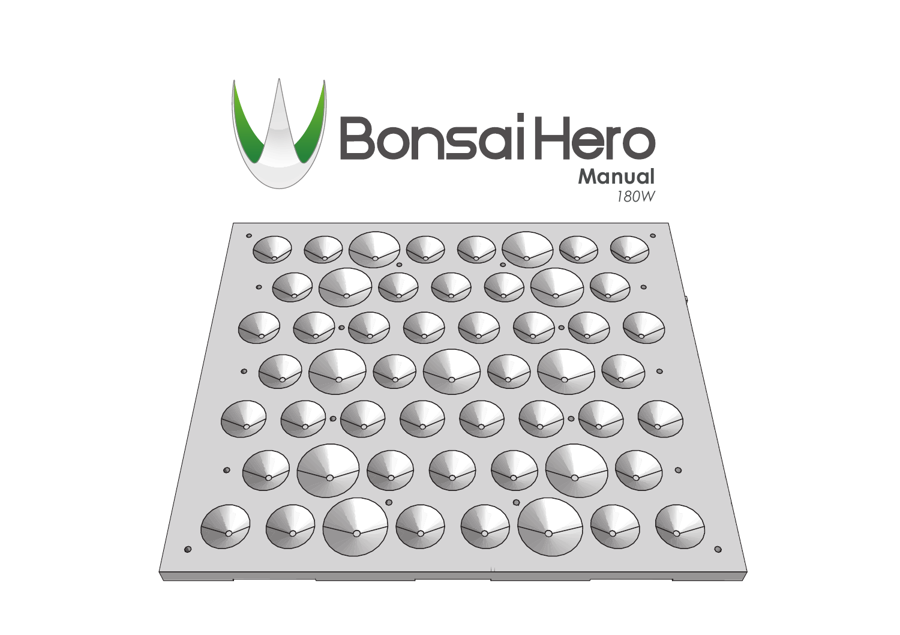# BonsaiHero

**Manual**

*180W*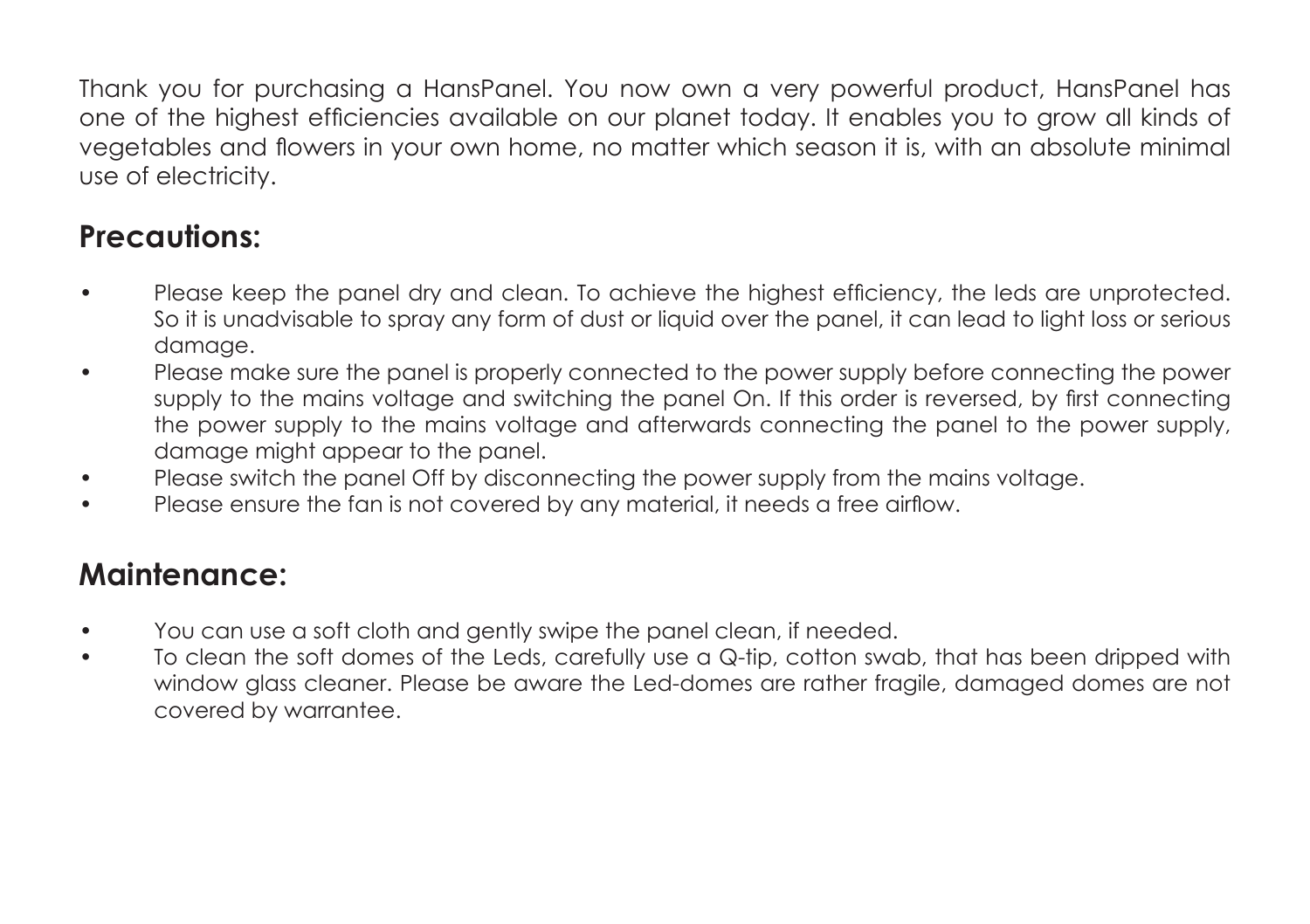Thank you for purchasing a HansPanel. You now own a very powerful product, HansPanel has one of the highest efficiencies available on our planet today. It enables you to grow all kinds of vegetables and flowers in your own home, no matter which season it is, with an absolute minimal use of electricity.

## Precautions:

- Please keep the panel dry and clean. To achieve the highest efficiency, the leds are unprotected. So it is unadvisable to spray any form of dust or liquid over the panel, it can lead to light loss or serious damage.
- Please make sure the panel is properly connected to the power supply before connecting the power supply to the mains voltage and switching the panel On. If this order is reversed, by first connecting the power supply to the mains voltage and afterwards connecting the panel to the power supply, damage might appear to the panel.
- Please switch the panel Off by disconnecting the power supply from the mains voltage.
- Please ensure the fan is not covered by any material, it needs a free airflow.

## Maintenance:

- You can use a soft cloth and gently swipe the panel clean, if needed.
- To clean the soft domes of the Leds, carefully use a Q-tip, cotton swab, that has been dripped with window glass cleaner. Please be aware the Led-domes are rather fragile, damaged domes are not covered by warrantee.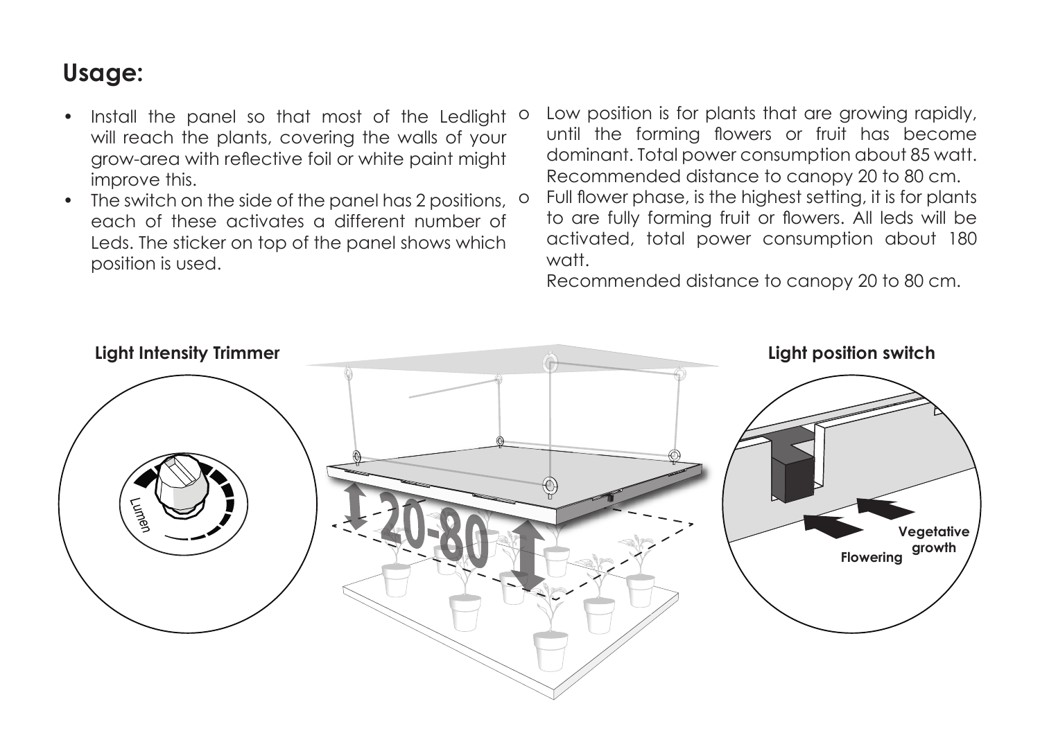## Usage:

- Install the panel so that most of the Ledlight will reach the plants, covering the walls of your grow-area with reflective foil or white paint might improve this.
- The switch on the side of the panel has 2 positions, each of these activates a different number of Leds. The sticker on top of the panel shows which position is used.
    - Low position is for plants that are growing rapidly, until the forming flowers or fruit has become dominant. Total power consumption about 85 watt. Recommended distance to canopy 20 to 80 cm.
    - Full flower phase, is the highest setting, it is for plants to are fully forming fruit or flowers. All leds will be activated, total power consumption about 180 watt.
      Recommended distance to canopy 20 to 80 cm.

**Light Intensity Trimmer**

Lumen

20-80

**Light position switch**

**Vegetative growth**

**Flowering**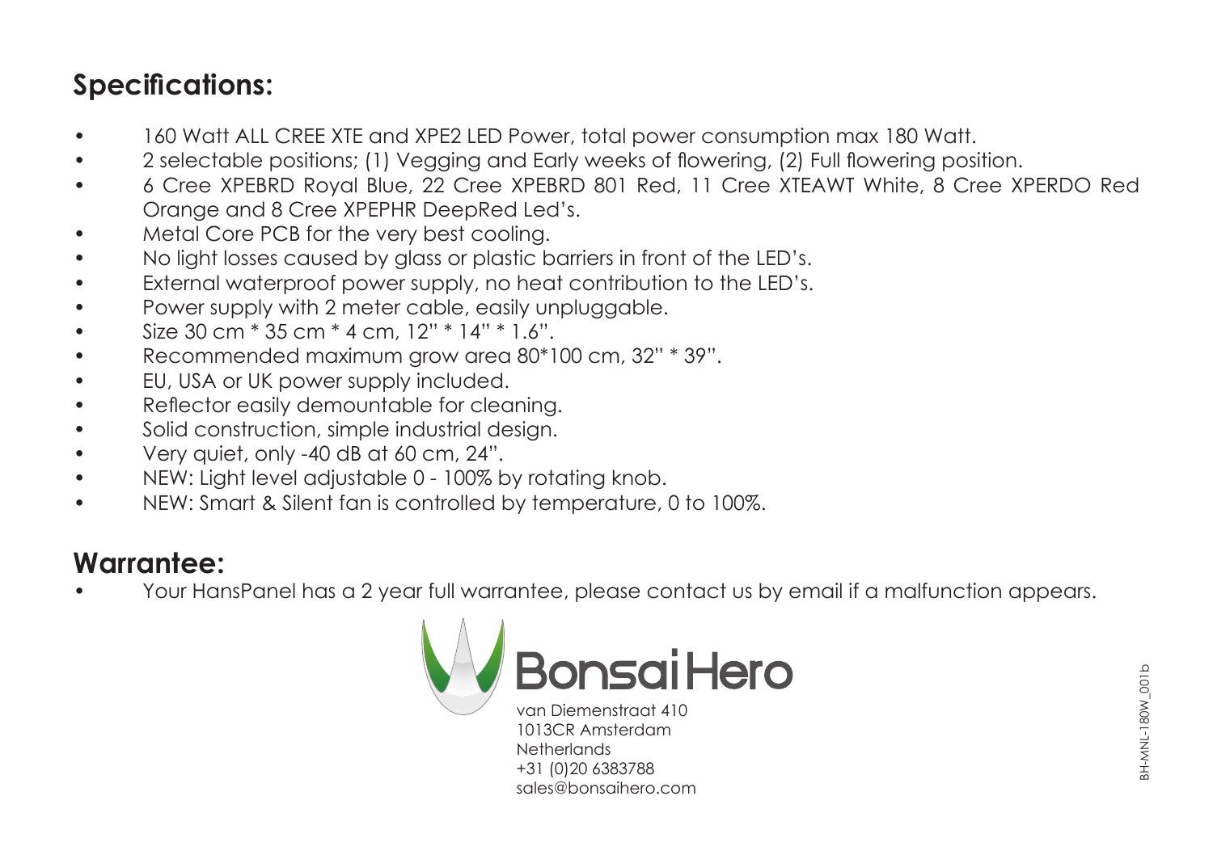## Specifications:

- 160 Watt ALL CREE XTE and XPE2 LED Power, total power consumption max 180 Watt.
- 2 selectable positions; (1) Vegging and Early weeks of flowering, (2) Full flowering position.
- 6 Cree XPEBRD Royal Blue, 22 Cree XPEBRD 801 Red, 11 Cree XTEAWT White, 8 Cree XPERDO Red Orange and 8 Cree XPEPHR DeepRed Led's.
- Metal Core PCB for the very best cooling.
- No light losses caused by glass or plastic barriers in front of the LED's.
- External waterproof power supply, no heat contribution to the LED's.
- Power supply with 2 meter cable, easily unpluggable.
- Size 30 cm * 35 cm * 4 cm, 12" * 14" * 1.6".
- Recommended maximum grow area 80*100 cm, 32" * 39".
- EU, USA or UK power supply included.
- Reflector easily demountable for cleaning.
- Solid construction, simple industrial design.
- Very quiet, only -40 dB at 60 cm, 24".
- NEW: Light level adjustable 0 - 100% by rotating knob.
- NEW: Smart & Silent fan is controlled by temperature, 0 to 100%.

## Warrantee:

- Your HansPanel has a 2 year full warrantee, please contact us by email if a malfunction appears.

BonsaiHero

van Diemenstraat 410
1013CR Amsterdam
Netherlands
+31 (0)20 6383788
sales@bonsaihero.com

BH-MNL-180W_001b